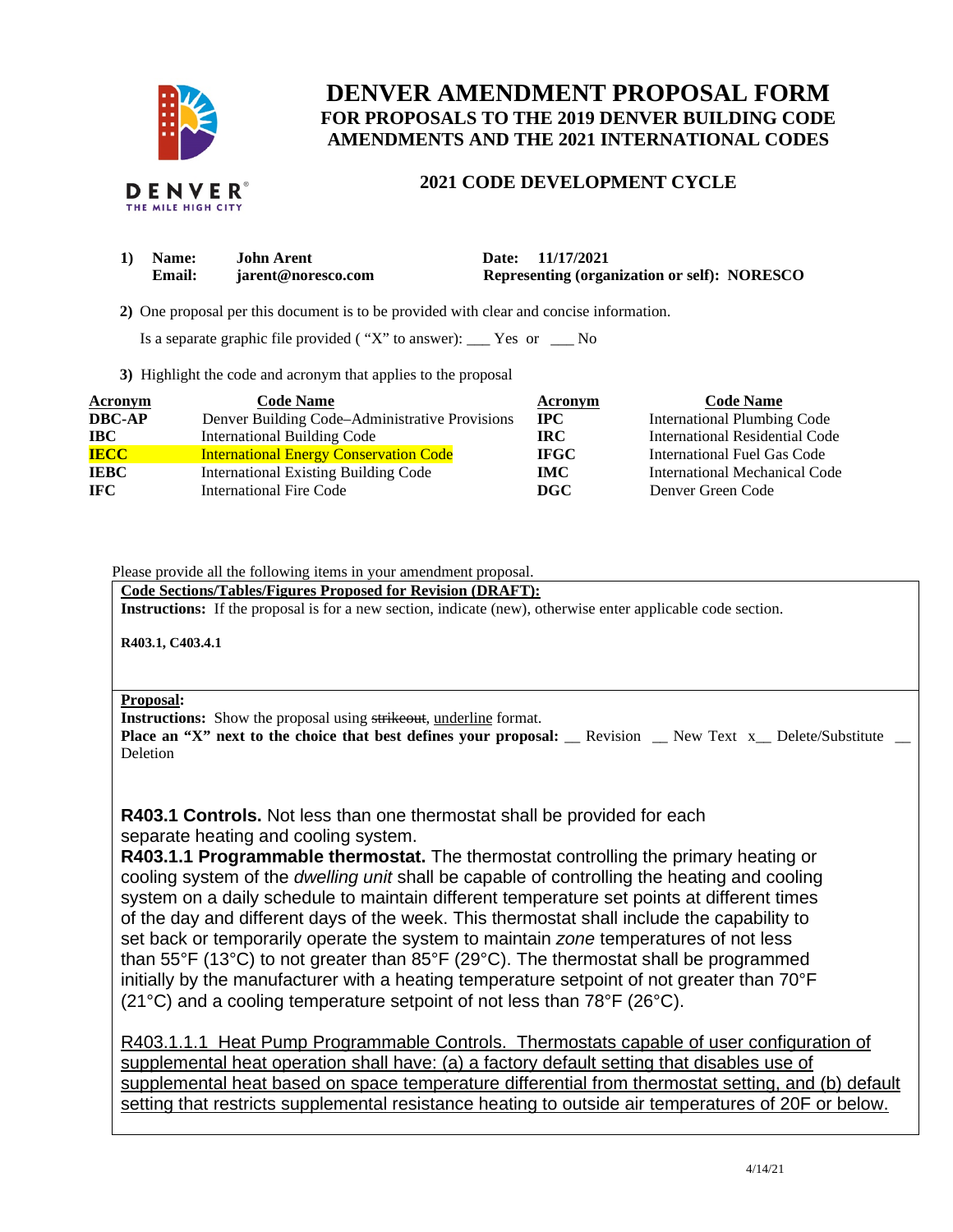# DENVER AMENDMENT PROPOSAL FORM

## FOR PROPOSALS TO THE 2019 DENVER BUILDING CODE AMENDMENTS AND THE 2021 INTERNATIONAL CODES

### 2021 CODE DEVELOPMENT CYCLE

DENVER
THE MILE HIGH CITY

**1) Name:** **John Arent** **Date:** **11/17/2021**
**Email:** **jarent@noresco.com** **Representing (organization or self): NORESCO**

**2)** One proposal per this document is to be provided with clear and concise information.

Is a separate graphic file provided ( "X" to answer): ___ Yes or ___ No

**3)** Highlight the code and acronym that applies to the proposal

| Acronym | Code Name | Acronym | Code Name |
|---|---|---|---|
| **DBC-AP** | Denver Building Code–Administrative Provisions | **IPC** | International Plumbing Code |
| **IBC** | International Building Code | **IRC** | International Residential Code |
| **IECC** | International Energy Conservation Code | **IFGC** | International Fuel Gas Code |
| **IEBC** | International Existing Building Code | **IMC** | International Mechanical Code |
| **IFC** | International Fire Code | **DGC** | Denver Green Code |

Please provide all the following items in your amendment proposal.

**Code Sections/Tables/Figures Proposed for Revision (DRAFT):**
**Instructions:** If the proposal is for a new section, indicate (new), otherwise enter applicable code section.

**R403.1, C403.4.1**

**Proposal:**
**Instructions:** Show the proposal using ~~strikeout~~, <u>underline</u> format.
**Place an "X" next to the choice that best defines your proposal:** __ Revision __ New Text x__ Delete/Substitute __ Deletion

**R403.1 Controls.** Not less than one thermostat shall be provided for each separate heating and cooling system.

**R403.1.1 Programmable thermostat.** The thermostat controlling the primary heating or cooling system of the *dwelling unit* shall be capable of controlling the heating and cooling system on a daily schedule to maintain different temperature set points at different times of the day and different days of the week. This thermostat shall include the capability to set back or temporarily operate the system to maintain *zone* temperatures of not less than 55°F (13°C) to not greater than 85°F (29°C). The thermostat shall be programmed initially by the manufacturer with a heating temperature setpoint of not greater than 70°F (21°C) and a cooling temperature setpoint of not less than 78°F (26°C).

<u>R403.1.1.1 Heat Pump Programmable Controls. Thermostats capable of user configuration of supplemental heat operation shall have: (a) a factory default setting that disables use of supplemental heat based on space temperature differential from thermostat setting, and (b) default setting that restricts supplemental resistance heating to outside air temperatures of 20F or below.</u>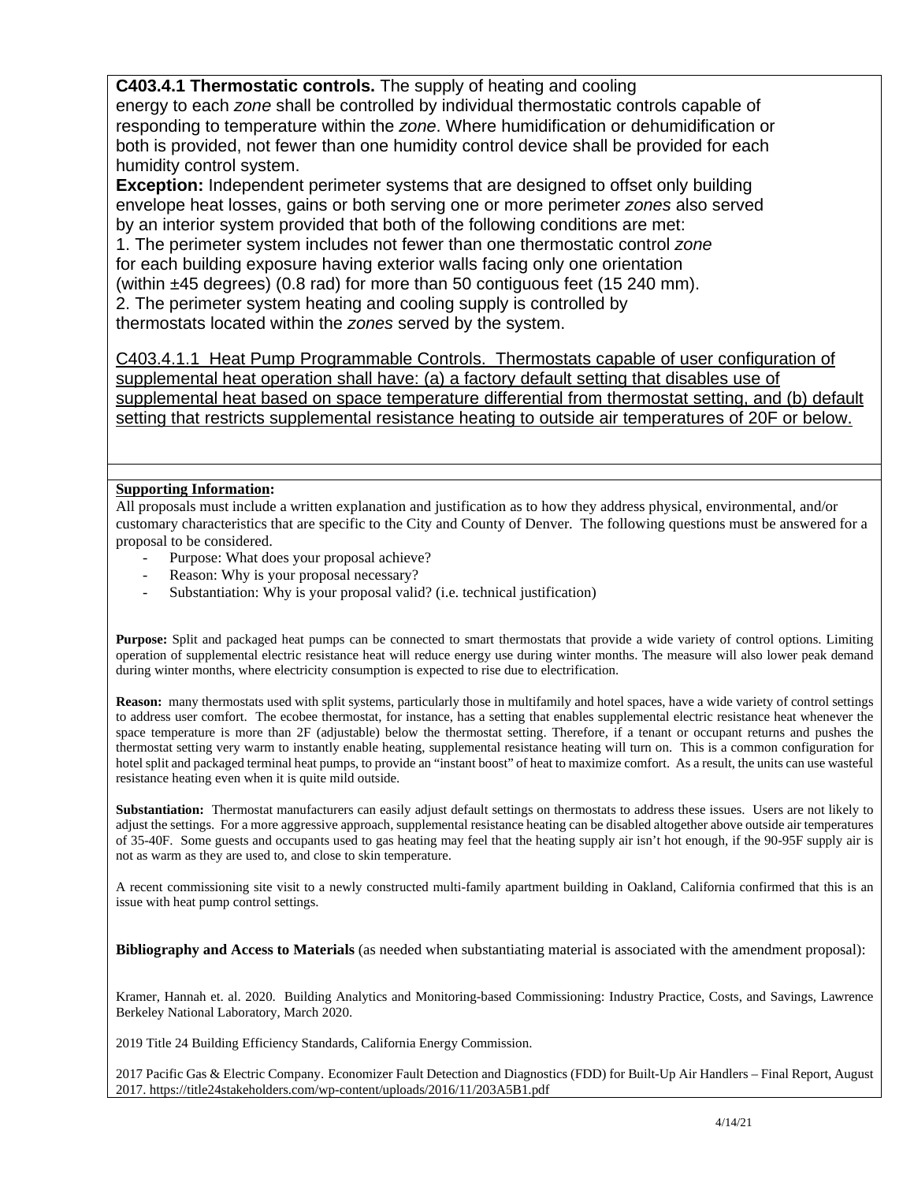**C403.4.1 Thermostatic controls.** The supply of heating and cooling energy to each *zone* shall be controlled by individual thermostatic controls capable of responding to temperature within the *zone*. Where humidification or dehumidification or both is provided, not fewer than one humidity control device shall be provided for each humidity control system.

**Exception:** Independent perimeter systems that are designed to offset only building envelope heat losses, gains or both serving one or more perimeter *zones* also served by an interior system provided that both of the following conditions are met:

1. The perimeter system includes not fewer than one thermostatic control *zone* for each building exposure having exterior walls facing only one orientation (within ±45 degrees) (0.8 rad) for more than 50 contiguous feet (15 240 mm).
2. The perimeter system heating and cooling supply is controlled by thermostats located within the *zones* served by the system.

<u>C403.4.1.1 Heat Pump Programmable Controls. Thermostats capable of user configuration of supplemental heat operation shall have: (a) a factory default setting that disables use of supplemental heat based on space temperature differential from thermostat setting, and (b) default setting that restricts supplemental resistance heating to outside air temperatures of 20F or below.</u>

**Supporting Information:**

All proposals must include a written explanation and justification as to how they address physical, environmental, and/or customary characteristics that are specific to the City and County of Denver. The following questions must be answered for a proposal to be considered.

- Purpose: What does your proposal achieve?
- Reason: Why is your proposal necessary?
- Substantiation: Why is your proposal valid? (i.e. technical justification)

**Purpose:** Split and packaged heat pumps can be connected to smart thermostats that provide a wide variety of control options. Limiting operation of supplemental electric resistance heat will reduce energy use during winter months. The measure will also lower peak demand during winter months, where electricity consumption is expected to rise due to electrification.

**Reason:** many thermostats used with split systems, particularly those in multifamily and hotel spaces, have a wide variety of control settings to address user comfort. The ecobee thermostat, for instance, has a setting that enables supplemental electric resistance heat whenever the space temperature is more than 2F (adjustable) below the thermostat setting. Therefore, if a tenant or occupant returns and pushes the thermostat setting very warm to instantly enable heating, supplemental resistance heating will turn on. This is a common configuration for hotel split and packaged terminal heat pumps, to provide an "instant boost" of heat to maximize comfort. As a result, the units can use wasteful resistance heating even when it is quite mild outside.

**Substantiation:** Thermostat manufacturers can easily adjust default settings on thermostats to address these issues. Users are not likely to adjust the settings. For a more aggressive approach, supplemental resistance heating can be disabled altogether above outside air temperatures of 35-40F. Some guests and occupants used to gas heating may feel that the heating supply air isn't hot enough, if the 90-95F supply air is not as warm as they are used to, and close to skin temperature.

A recent commissioning site visit to a newly constructed multi-family apartment building in Oakland, California confirmed that this is an issue with heat pump control settings.

**Bibliography and Access to Materials** (as needed when substantiating material is associated with the amendment proposal):

Kramer, Hannah et. al. 2020. Building Analytics and Monitoring-based Commissioning: Industry Practice, Costs, and Savings, Lawrence Berkeley National Laboratory, March 2020.

2019 Title 24 Building Efficiency Standards, California Energy Commission.

2017 Pacific Gas & Electric Company. Economizer Fault Detection and Diagnostics (FDD) for Built-Up Air Handlers – Final Report, August 2017. https://title24stakeholders.com/wp-content/uploads/2016/11/203A5B1.pdf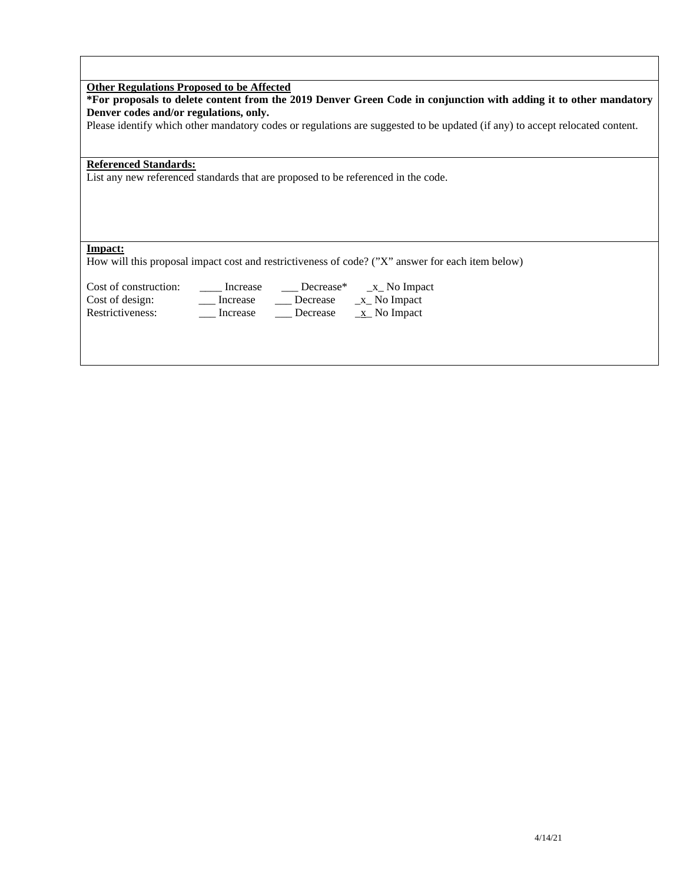**Other Regulations Proposed to be Affected**

***For proposals to delete content from the 2019 Denver Green Code in conjunction with adding it to other mandatory Denver codes and/or regulations, only.**

Please identify which other mandatory codes or regulations are suggested to be updated (if any) to accept relocated content.

**Referenced Standards:**

List any new referenced standards that are proposed to be referenced in the code.

**Impact:**

How will this proposal impact cost and restrictiveness of code? ("X" answer for each item below)

| | | | |
|---|---|---|---|
| Cost of construction: | ____ Increase | ___ Decrease* | _x_ No Impact |
| Cost of design: | ___ Increase | ___ Decrease | _x_ No Impact |
| Restrictiveness: | ___ Increase | ___ Decrease | _x_ No Impact |